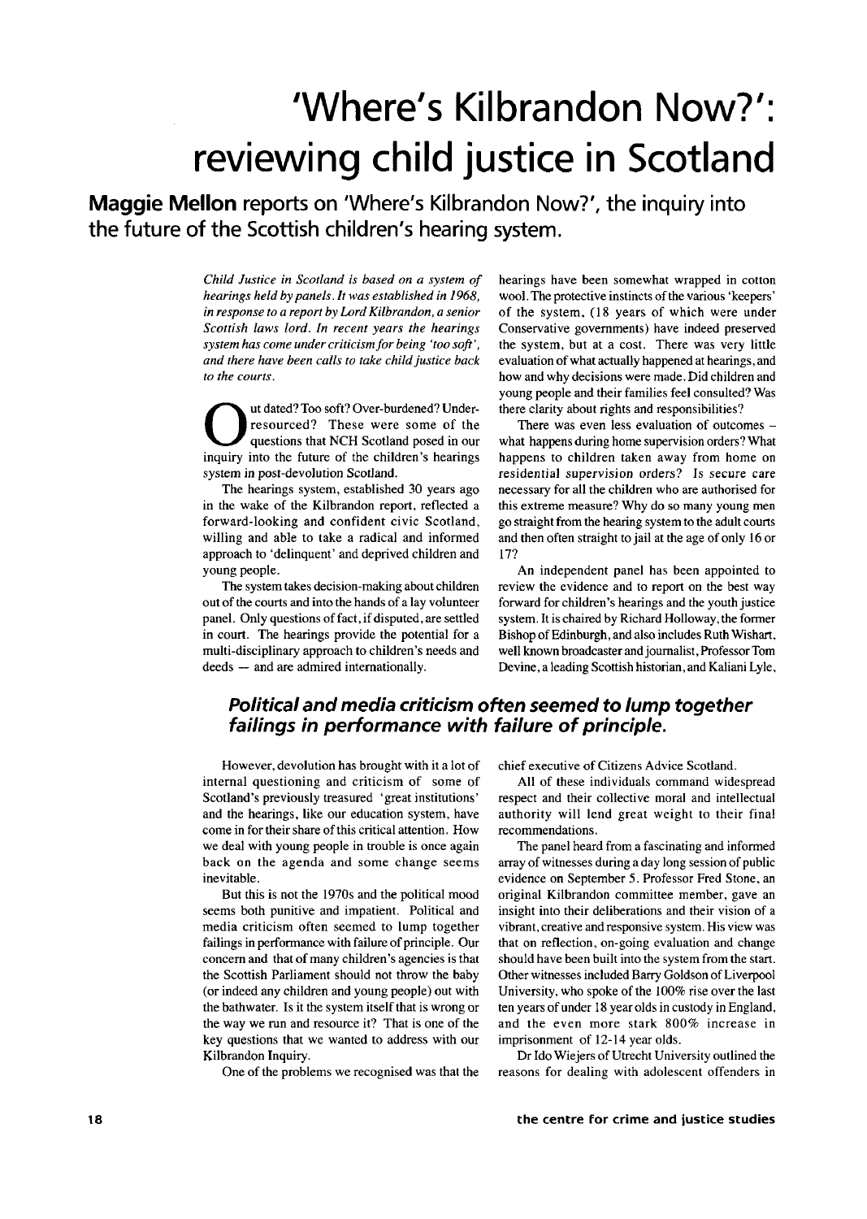# 'Where's Kilbrandon Now?': reviewing child justice in Scotland

**Maggie Mellon** reports on 'Where's Kilbrandon Now?', the inquiry into the future of the Scottish children's hearing system.

*Child Justice in Scotland is based on a system of hearings held by panels. It was established in 1968, in response to a report by Lord Kilbrandon, a senior Scottish laws lord. In recent years the hearings system has come under criticism for being 'too soft', and there have been calls to take child justice back to the courts.*

Out dated? Too soft? Over-burdened? Under-resourced? These were some of the questions that NCH Scotland posed in our inquiry into the future of the children's hearings system in post-devolution Scotland.

The hearings system, established 30 years ago in the wake of the Kilbrandon report, reflected a forward-looking and confident civic Scotland, willing and able to take a radical and informed approach to 'delinquent' and deprived children and young people.

The system takes decision-making about children out of the courts and into the hands of a lay volunteer panel. Only questions of fact, if disputed, are settled in court. The hearings provide the potential for a multi-disciplinary approach to children's needs and deeds — and are admired internationally.

However, devolution has brought with it a lot of internal questioning and criticism of some of Scotland's previously treasured 'great institutions' and the hearings, like our education system, have come in for their share of this critical attention. How we deal with young people in trouble is once again back on the agenda and some change seems inevitable.

But this is not the 1970s and the political mood seems both punitive and impatient. Political and media criticism often seemed to lump together failings in performance with failure of principle. Our concern and that of many children's agencies is that the Scottish Parliament should not throw the baby (or indeed any children and young people) out with the bathwater. Is it the system itself that is wrong or the way we run and resource it? That is one of the key questions that we wanted to address with our Kilbrandon Inquiry.

One of the problems we recognised was that the hearings have been somewhat wrapped in cotton wool. The protective instincts of the various 'keepers' of the system, (18 years of which were under Conservative governments) have indeed preserved the system, but at a cost. There was very little evaluation of what actually happened at hearings, and how and why decisions were made. Did children and young people and their families feel consulted? Was there clarity about rights and responsibilities?

There was even less evaluation of outcomes – what happens during home supervision orders? What happens to children taken away from home on residential supervision orders? Is secure care necessary for all the children who are authorised for this extreme measure? Why do so many young men go straight from the hearing system to the adult courts and then often straight to jail at the age of only 16 or 17?

An independent panel has been appointed to review the evidence and to report on the best way forward for children's hearings and the youth justice system. It is chaired by Richard Holloway, the former Bishop of Edinburgh, and also includes Ruth Wishart, well known broadcaster and journalist, Professor Tom Devine, a leading Scottish historian, and Kaliani Lyle, chief executive of Citizens Advice Scotland.

***Political and media criticism often seemed to lump together failings in performance with failure of principle.***

All of these individuals command widespread respect and their collective moral and intellectual authority will lend great weight to their final recommendations.

The panel heard from a fascinating and informed array of witnesses during a day long session of public evidence on September 5. Professor Fred Stone, an original Kilbrandon committee member, gave an insight into their deliberations and their vision of a vibrant, creative and responsive system. His view was that on reflection, on-going evaluation and change should have been built into the system from the start. Other witnesses included Barry Goldson of Liverpool University, who spoke of the 100% rise over the last ten years of under 18 year olds in custody in England, and the even more stark 800% increase in imprisonment of 12-14 year olds.

Dr Ido Wiejers of Utrecht University outlined the reasons for dealing with adolescent offenders in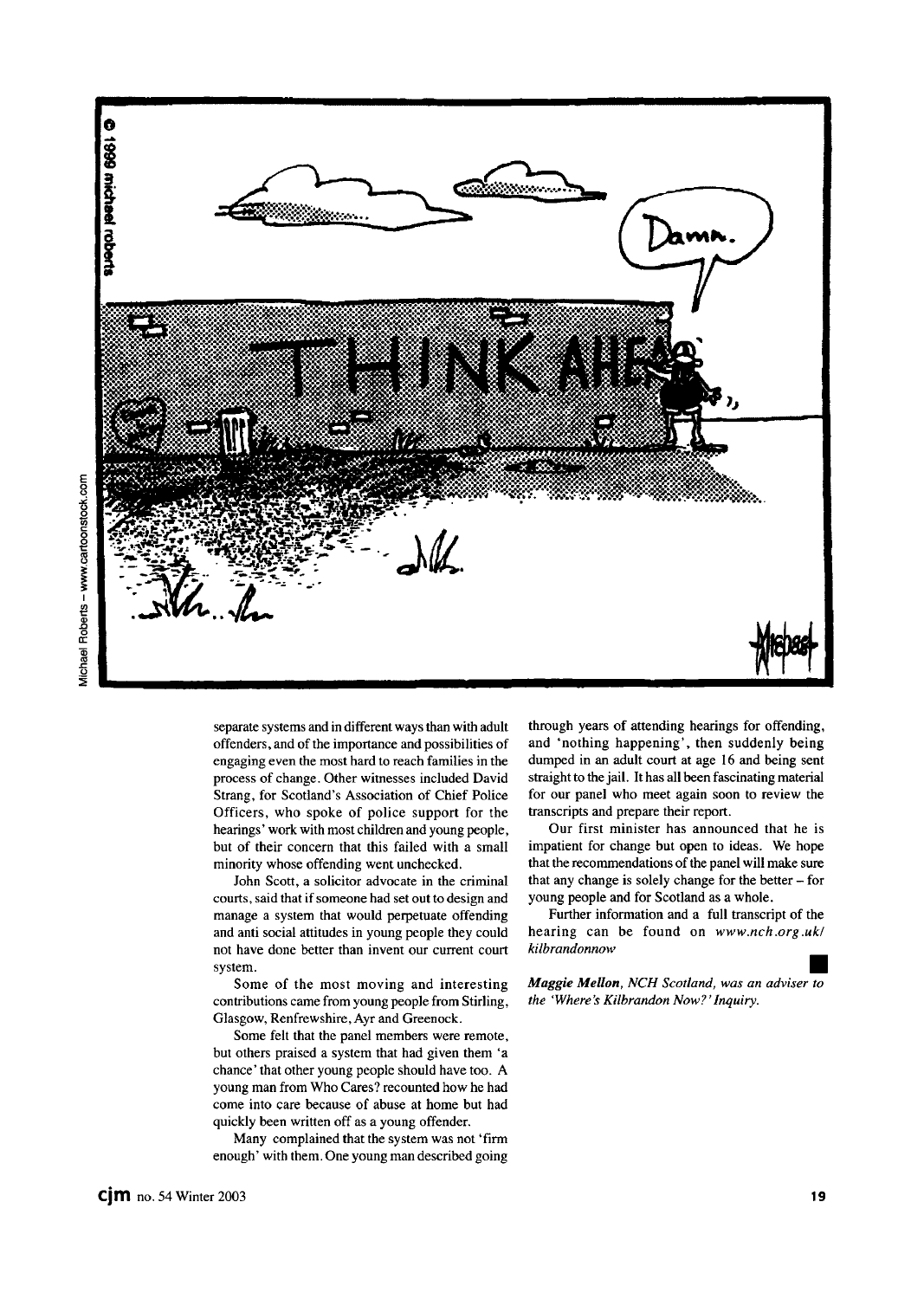Michael Roberts – www.cartoonstock.com

separate systems and in different ways than with adult offenders, and of the importance and possibilities of engaging even the most hard to reach families in the process of change. Other witnesses included David Strang, for Scotland's Association of Chief Police Officers, who spoke of police support for the hearings' work with most children and young people, but of their concern that this failed with a small minority whose offending went unchecked.

John Scott, a solicitor advocate in the criminal courts, said that if someone had set out to design and manage a system that would perpetuate offending and anti social attitudes in young people they could not have done better than invent our current court system.

Some of the most moving and interesting contributions came from young people from Stirling, Glasgow, Renfrewshire, Ayr and Greenock.

Some felt that the panel members were remote, but others praised a system that had given them 'a chance' that other young people should have too. A young man from Who Cares? recounted how he had come into care because of abuse at home but had quickly been written off as a young offender.

Many complained that the system was not 'firm enough' with them. One young man described going through years of attending hearings for offending, and 'nothing happening', then suddenly being dumped in an adult court at age 16 and being sent straight to the jail. It has all been fascinating material for our panel who meet again soon to review the transcripts and prepare their report.

Our first minister has announced that he is impatient for change but open to ideas. We hope that the recommendations of the panel will make sure that any change is solely change for the better – for young people and for Scotland as a whole.

Further information and a full transcript of the hearing can be found on *www.nch.org.uk/kilbrandonnow*

***Maggie Mellon**, NCH Scotland, was an adviser to the 'Where's Kilbrandon Now?' Inquiry.*